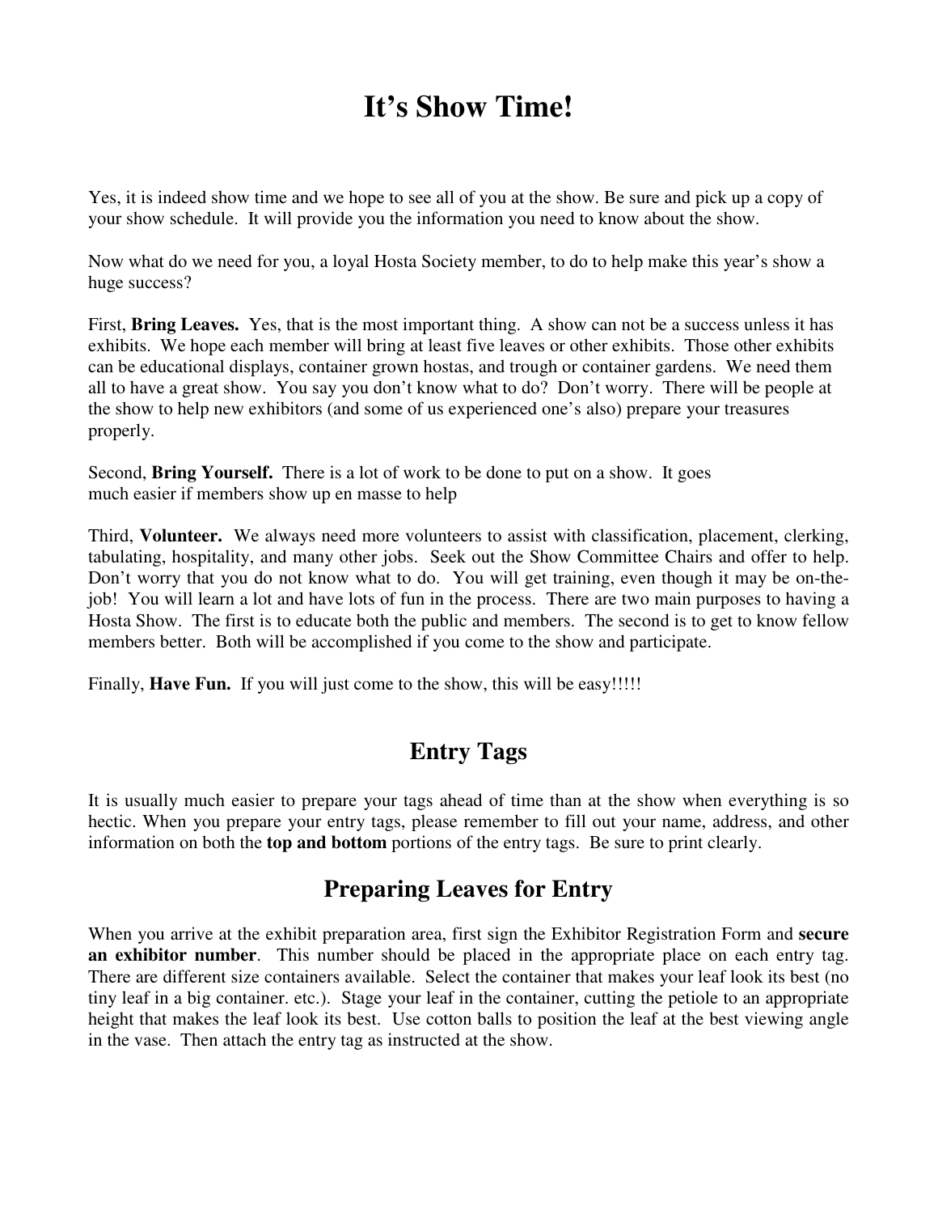# It's Show Time!

Yes, it is indeed show time and we hope to see all of you at the show. Be sure and pick up a copy of your show schedule. It will provide you the information you need to know about the show.

Now what do we need for you, a loyal Hosta Society member, to do to help make this year's show a huge success?

First, **Bring Leaves.** Yes, that is the most important thing. A show can not be a success unless it has exhibits. We hope each member will bring at least five leaves or other exhibits. Those other exhibits can be educational displays, container grown hostas, and trough or container gardens. We need them all to have a great show. You say you don't know what to do? Don't worry. There will be people at the show to help new exhibitors (and some of us experienced one's also) prepare your treasures properly.

Second, **Bring Yourself.** There is a lot of work to be done to put on a show. It goes much easier if members show up en masse to help

Third, **Volunteer.** We always need more volunteers to assist with classification, placement, clerking, tabulating, hospitality, and many other jobs. Seek out the Show Committee Chairs and offer to help. Don't worry that you do not know what to do. You will get training, even though it may be on-the-job! You will learn a lot and have lots of fun in the process. There are two main purposes to having a Hosta Show. The first is to educate both the public and members. The second is to get to know fellow members better. Both will be accomplished if you come to the show and participate.

Finally, **Have Fun.** If you will just come to the show, this will be easy!!!!!

## Entry Tags

It is usually much easier to prepare your tags ahead of time than at the show when everything is so hectic. When you prepare your entry tags, please remember to fill out your name, address, and other information on both the **top and bottom** portions of the entry tags. Be sure to print clearly.

## Preparing Leaves for Entry

When you arrive at the exhibit preparation area, first sign the Exhibitor Registration Form and **secure an exhibitor number**. This number should be placed in the appropriate place on each entry tag. There are different size containers available. Select the container that makes your leaf look its best (no tiny leaf in a big container. etc.). Stage your leaf in the container, cutting the petiole to an appropriate height that makes the leaf look its best. Use cotton balls to position the leaf at the best viewing angle in the vase. Then attach the entry tag as instructed at the show.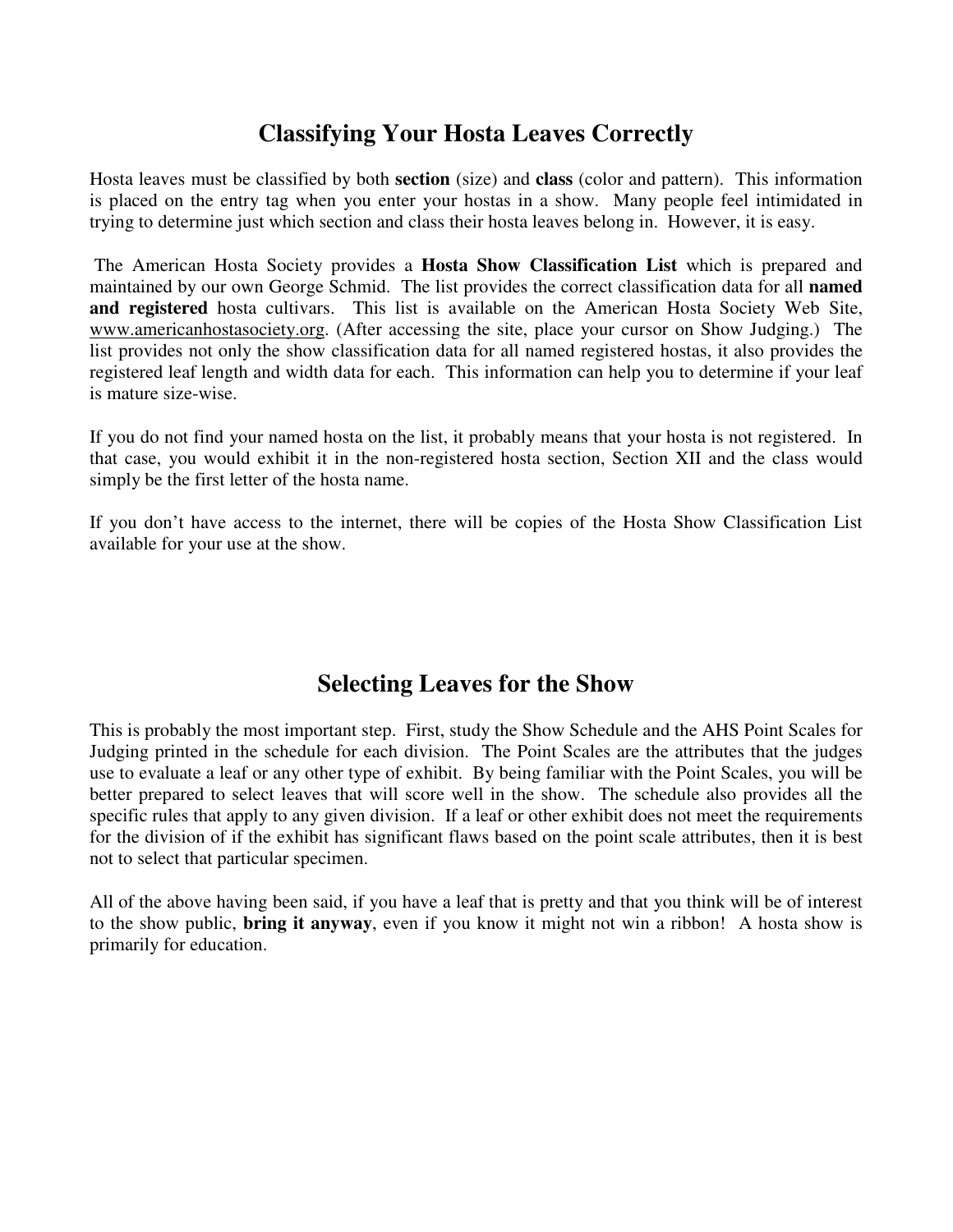# Classifying Your Hosta Leaves Correctly

Hosta leaves must be classified by both **section** (size) and **class** (color and pattern). This information is placed on the entry tag when you enter your hostas in a show. Many people feel intimidated in trying to determine just which section and class their hosta leaves belong in. However, it is easy.

The American Hosta Society provides a **Hosta Show Classification List** which is prepared and maintained by our own George Schmid. The list provides the correct classification data for all **named and registered** hosta cultivars. This list is available on the American Hosta Society Web Site, www.americanhostasociety.org. (After accessing the site, place your cursor on Show Judging.) The list provides not only the show classification data for all named registered hostas, it also provides the registered leaf length and width data for each. This information can help you to determine if your leaf is mature size-wise.

If you do not find your named hosta on the list, it probably means that your hosta is not registered. In that case, you would exhibit it in the non-registered hosta section, Section XII and the class would simply be the first letter of the hosta name.

If you don't have access to the internet, there will be copies of the Hosta Show Classification List available for your use at the show.

# Selecting Leaves for the Show

This is probably the most important step. First, study the Show Schedule and the AHS Point Scales for Judging printed in the schedule for each division. The Point Scales are the attributes that the judges use to evaluate a leaf or any other type of exhibit. By being familiar with the Point Scales, you will be better prepared to select leaves that will score well in the show. The schedule also provides all the specific rules that apply to any given division. If a leaf or other exhibit does not meet the requirements for the division of if the exhibit has significant flaws based on the point scale attributes, then it is best not to select that particular specimen.

All of the above having been said, if you have a leaf that is pretty and that you think will be of interest to the show public, **bring it anyway**, even if you know it might not win a ribbon! A hosta show is primarily for education.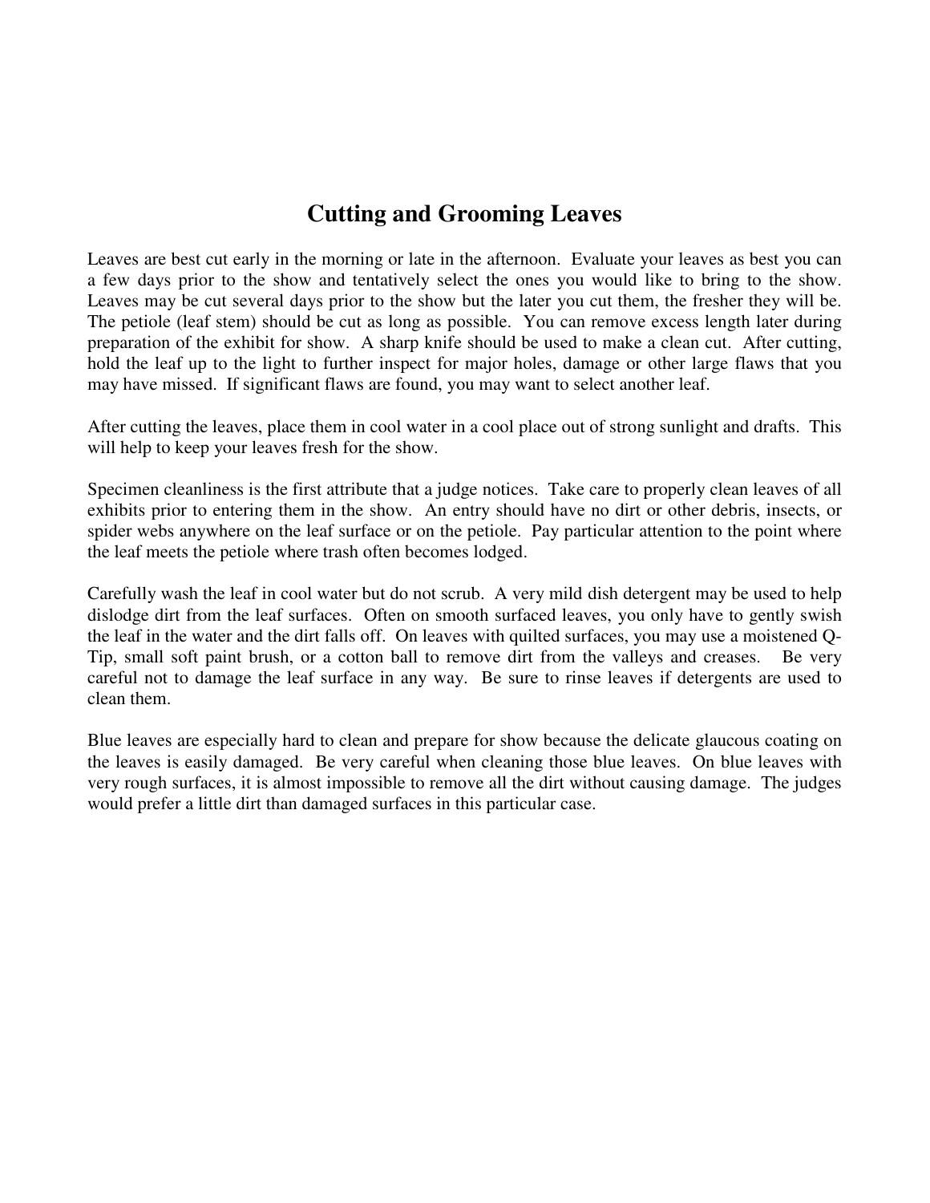# Cutting and Grooming Leaves

Leaves are best cut early in the morning or late in the afternoon. Evaluate your leaves as best you can a few days prior to the show and tentatively select the ones you would like to bring to the show. Leaves may be cut several days prior to the show but the later you cut them, the fresher they will be. The petiole (leaf stem) should be cut as long as possible. You can remove excess length later during preparation of the exhibit for show. A sharp knife should be used to make a clean cut. After cutting, hold the leaf up to the light to further inspect for major holes, damage or other large flaws that you may have missed. If significant flaws are found, you may want to select another leaf.

After cutting the leaves, place them in cool water in a cool place out of strong sunlight and drafts. This will help to keep your leaves fresh for the show.

Specimen cleanliness is the first attribute that a judge notices. Take care to properly clean leaves of all exhibits prior to entering them in the show. An entry should have no dirt or other debris, insects, or spider webs anywhere on the leaf surface or on the petiole. Pay particular attention to the point where the leaf meets the petiole where trash often becomes lodged.

Carefully wash the leaf in cool water but do not scrub. A very mild dish detergent may be used to help dislodge dirt from the leaf surfaces. Often on smooth surfaced leaves, you only have to gently swish the leaf in the water and the dirt falls off. On leaves with quilted surfaces, you may use a moistened Q-Tip, small soft paint brush, or a cotton ball to remove dirt from the valleys and creases. Be very careful not to damage the leaf surface in any way. Be sure to rinse leaves if detergents are used to clean them.

Blue leaves are especially hard to clean and prepare for show because the delicate glaucous coating on the leaves is easily damaged. Be very careful when cleaning those blue leaves. On blue leaves with very rough surfaces, it is almost impossible to remove all the dirt without causing damage. The judges would prefer a little dirt than damaged surfaces in this particular case.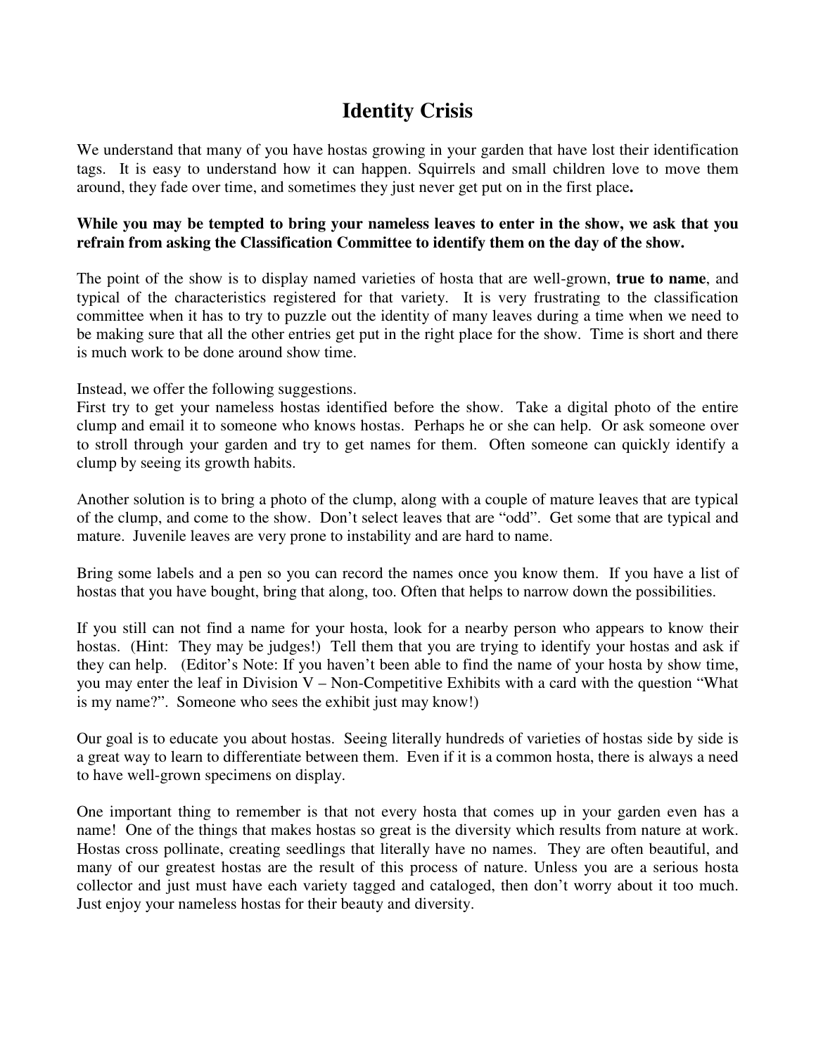# Identity Crisis

We understand that many of you have hostas growing in your garden that have lost their identification tags. It is easy to understand how it can happen. Squirrels and small children love to move them around, they fade over time, and sometimes they just never get put on in the first place**.**

**While you may be tempted to bring your nameless leaves to enter in the show, we ask that you refrain from asking the Classification Committee to identify them on the day of the show.**

The point of the show is to display named varieties of hosta that are well-grown, **true to name**, and typical of the characteristics registered for that variety. It is very frustrating to the classification committee when it has to try to puzzle out the identity of many leaves during a time when we need to be making sure that all the other entries get put in the right place for the show. Time is short and there is much work to be done around show time.

Instead, we offer the following suggestions.
First try to get your nameless hostas identified before the show. Take a digital photo of the entire clump and email it to someone who knows hostas. Perhaps he or she can help. Or ask someone over to stroll through your garden and try to get names for them. Often someone can quickly identify a clump by seeing its growth habits.

Another solution is to bring a photo of the clump, along with a couple of mature leaves that are typical of the clump, and come to the show. Don't select leaves that are "odd". Get some that are typical and mature. Juvenile leaves are very prone to instability and are hard to name.

Bring some labels and a pen so you can record the names once you know them. If you have a list of hostas that you have bought, bring that along, too. Often that helps to narrow down the possibilities.

If you still can not find a name for your hosta, look for a nearby person who appears to know their hostas. (Hint: They may be judges!) Tell them that you are trying to identify your hostas and ask if they can help. (Editor's Note: If you haven't been able to find the name of your hosta by show time, you may enter the leaf in Division V – Non-Competitive Exhibits with a card with the question "What is my name?". Someone who sees the exhibit just may know!)

Our goal is to educate you about hostas. Seeing literally hundreds of varieties of hostas side by side is a great way to learn to differentiate between them. Even if it is a common hosta, there is always a need to have well-grown specimens on display.

One important thing to remember is that not every hosta that comes up in your garden even has a name! One of the things that makes hostas so great is the diversity which results from nature at work. Hostas cross pollinate, creating seedlings that literally have no names. They are often beautiful, and many of our greatest hostas are the result of this process of nature. Unless you are a serious hosta collector and just must have each variety tagged and cataloged, then don't worry about it too much. Just enjoy your nameless hostas for their beauty and diversity.